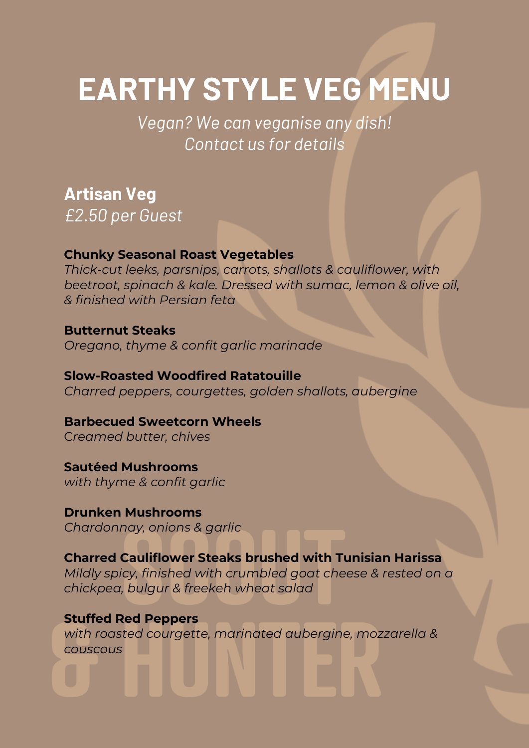# EARTHY STYLE VEG MENU

*Vegan? We can veganise any dish!*
*Contact us for details*

## Artisan Veg

*£2.50 per Guest*

**Chunky Seasonal Roast Vegetables**
*Thick-cut leeks, parsnips, carrots, shallots & cauliflower, with beetroot, spinach & kale. Dressed with sumac, lemon & olive oil, & finished with Persian feta*

**Butternut Steaks**
*Oregano, thyme & confit garlic marinade*

**Slow-Roasted Woodfired Ratatouille**
*Charred peppers, courgettes, golden shallots, aubergine*

**Barbecued Sweetcorn Wheels**
*Creamed butter, chives*

**Sautéed Mushrooms**
*with thyme & confit garlic*

**Drunken Mushrooms**
*Chardonnay, onions & garlic*

**Charred Cauliflower Steaks brushed with Tunisian Harissa**
*Mildly spicy, finished with crumbled goat cheese & rested on a chickpea, bulgur & freekeh wheat salad*

**Stuffed Red Peppers**
*with roasted courgette, marinated aubergine, mozzarella & couscous*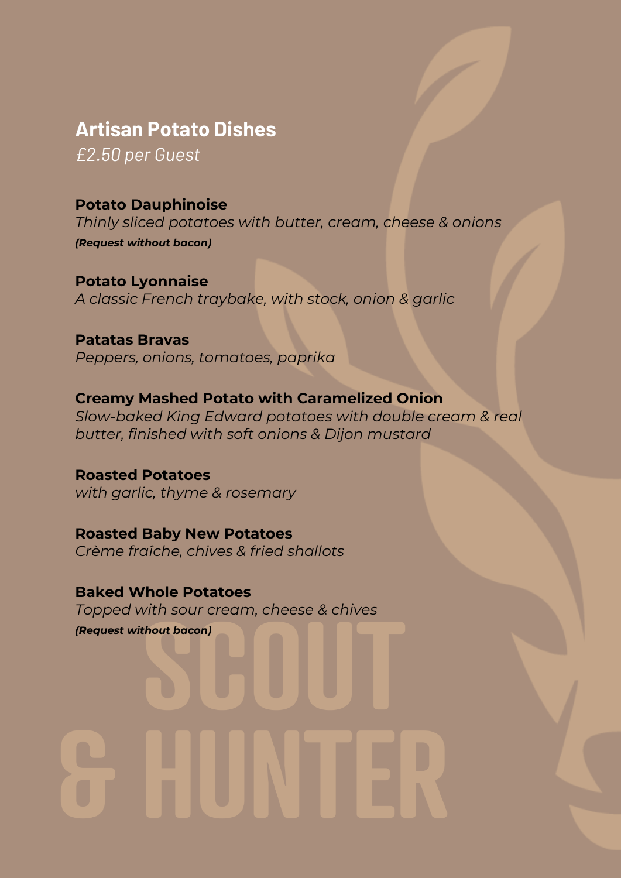## Artisan Potato Dishes

*£2.50 per Guest*

**Potato Dauphinoise**
*Thinly sliced potatoes with butter, cream, cheese & onions*
***(Request without bacon)***

**Potato Lyonnaise**
*A classic French traybake, with stock, onion & garlic*

**Patatas Bravas**
*Peppers, onions, tomatoes, paprika*

**Creamy Mashed Potato with Caramelized Onion**
*Slow-baked King Edward potatoes with double cream & real butter, finished with soft onions & Dijon mustard*

**Roasted Potatoes**
*with garlic, thyme & rosemary*

**Roasted Baby New Potatoes**
*Crème fraîche, chives & fried shallots*

**Baked Whole Potatoes**
*Topped with sour cream, cheese & chives*
***(Request without bacon)***

SCOUT & HUNTER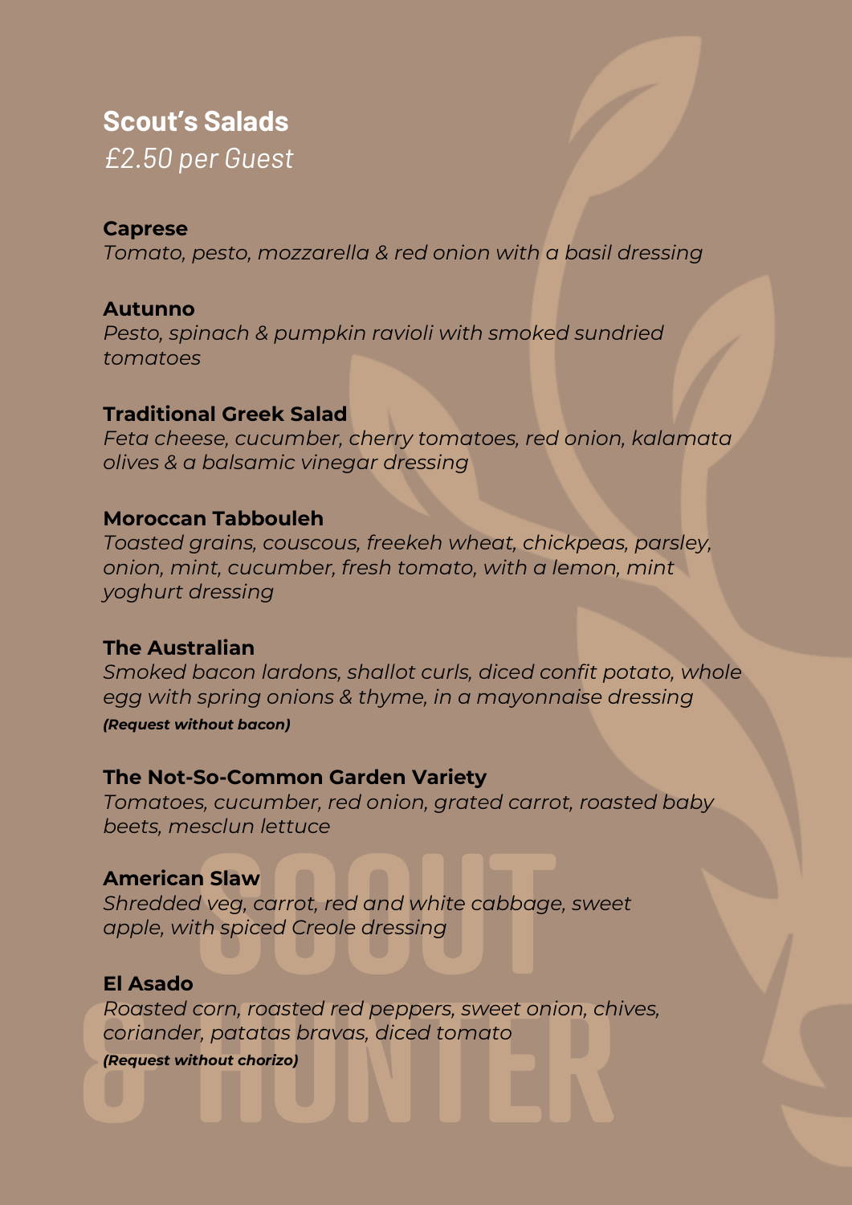## Scout's Salads

*£2.50 per Guest*

**Caprese**
*Tomato, pesto, mozzarella & red onion with a basil dressing*

**Autunno**
*Pesto, spinach & pumpkin ravioli with smoked sundried tomatoes*

**Traditional Greek Salad**
*Feta cheese, cucumber, cherry tomatoes, red onion, kalamata olives & a balsamic vinegar dressing*

**Moroccan Tabbouleh**
*Toasted grains, couscous, freekeh wheat, chickpeas, parsley, onion, mint, cucumber, fresh tomato, with a lemon, mint yoghurt dressing*

**The Australian**
*Smoked bacon lardons, shallot curls, diced confit potato, whole egg with spring onions & thyme, in a mayonnaise dressing*
***(Request without bacon)***

**The Not-So-Common Garden Variety**
*Tomatoes, cucumber, red onion, grated carrot, roasted baby beets, mesclun lettuce*

**American Slaw**
*Shredded veg, carrot, red and white cabbage, sweet apple, with spiced Creole dressing*

**El Asado**
*Roasted corn, roasted red peppers, sweet onion, chives, coriander, patatas bravas, diced tomato*
***(Request without chorizo)***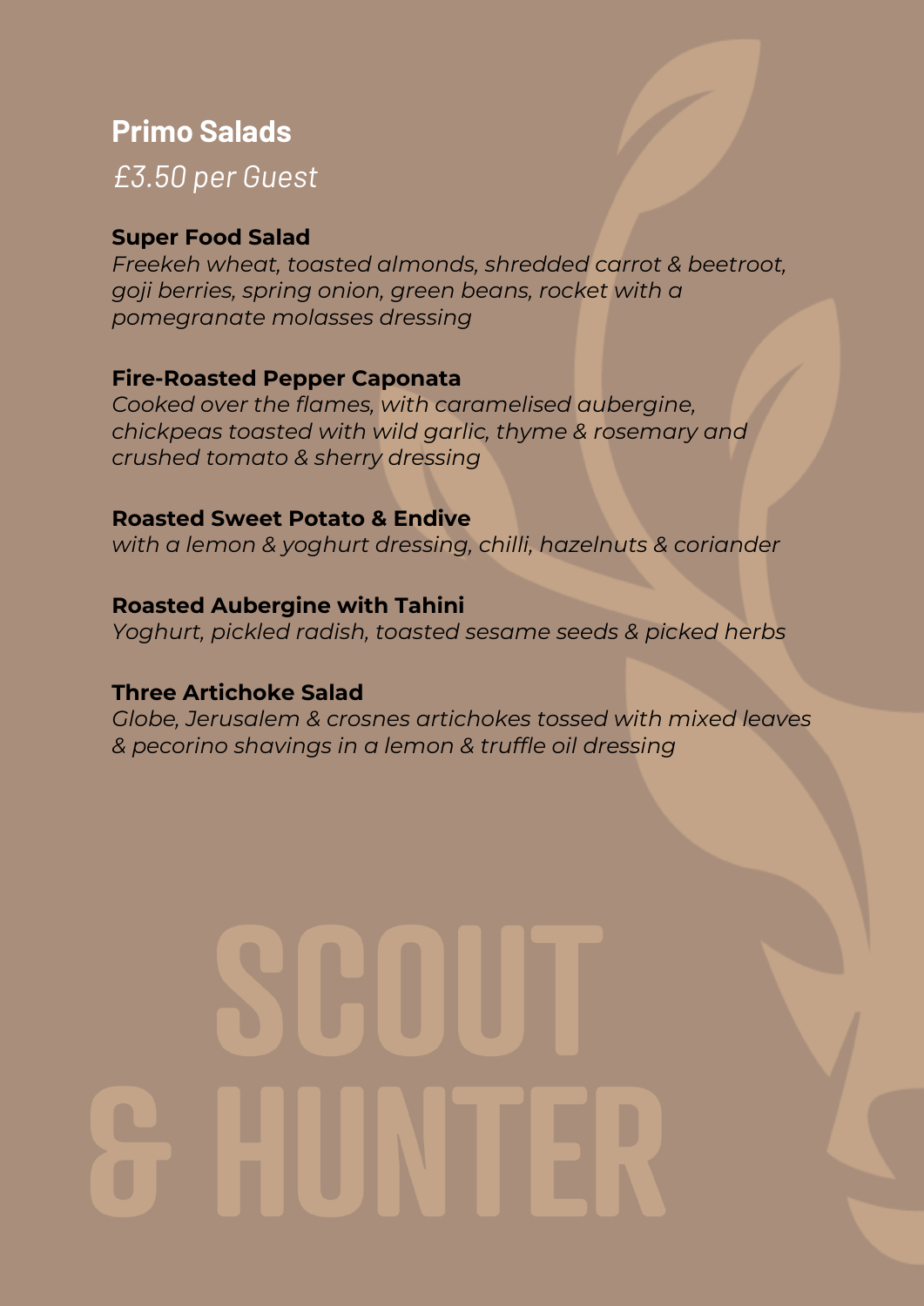## Primo Salads

*£3.50 per Guest*

**Super Food Salad**
*Freekeh wheat, toasted almonds, shredded carrot & beetroot, goji berries, spring onion, green beans, rocket with a pomegranate molasses dressing*

**Fire-Roasted Pepper Caponata**
*Cooked over the flames, with caramelised aubergine, chickpeas toasted with wild garlic, thyme & rosemary and crushed tomato & sherry dressing*

**Roasted Sweet Potato & Endive**
*with a lemon & yoghurt dressing, chilli, hazelnuts & coriander*

**Roasted Aubergine with Tahini**
*Yoghurt, pickled radish, toasted sesame seeds & picked herbs*

**Three Artichoke Salad**
*Globe, Jerusalem & crosnes artichokes tossed with mixed leaves & pecorino shavings in a lemon & truffle oil dressing*

SCOUT & HUNTER